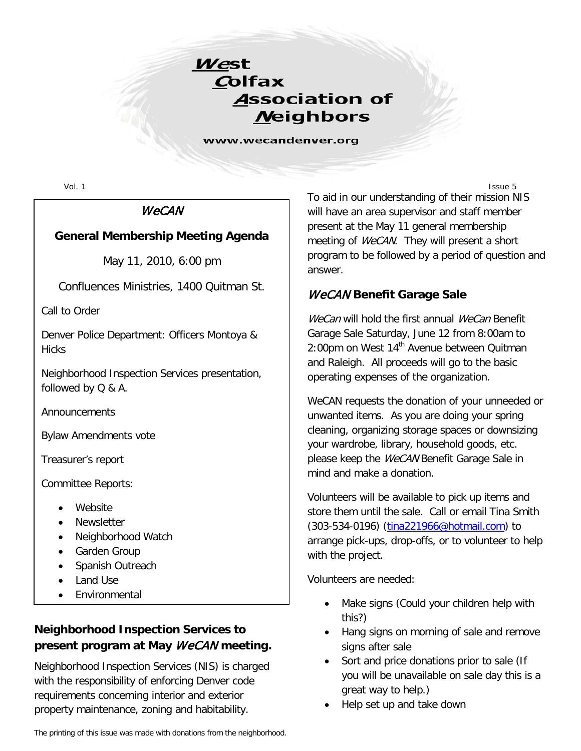# West Colfax Association of Neighbors

www.wecandenver.org

Vol. 1 Issue 5

## *WeCAN*

### General Membership Meeting Agenda

May 11, 2010, 6:00 pm

Confluences Ministries, 1400 Quitman St.

Call to Order

Denver Police Department: Officers Montoya & Hicks

Neighborhood Inspection Services presentation, followed by Q & A.

Announcements

Bylaw Amendments vote

Treasurer's report

Committee Reports:

- Website
- Newsletter
- Neighborhood Watch
- Garden Group
- Spanish Outreach
- Land Use
- Environmental

## Neighborhood Inspection Services to present program at May *WeCAN* meeting.

Neighborhood Inspection Services (NIS) is charged with the responsibility of enforcing Denver code requirements concerning interior and exterior property maintenance, zoning and habitability.

To aid in our understanding of their mission NIS will have an area supervisor and staff member present at the May 11 general membership meeting of *WeCAN*. They will present a short program to be followed by a period of question and answer.

## *WeCAN* Benefit Garage Sale

*WeCan* will hold the first annual *WeCan* Benefit Garage Sale Saturday, June 12 from 8:00am to 2:00pm on West 14th Avenue between Quitman and Raleigh. All proceeds will go to the basic operating expenses of the organization.

WeCAN requests the donation of your unneeded or unwanted items. As you are doing your spring cleaning, organizing storage spaces or downsizing your wardrobe, library, household goods, etc. please keep the *WeCAN* Benefit Garage Sale in mind and make a donation.

Volunteers will be available to pick up items and store them until the sale. Call or email Tina Smith (303-534-0196) (tina221966@hotmail.com) to arrange pick-ups, drop-offs, or to volunteer to help with the project.

Volunteers are needed:

- Make signs (Could your children help with this?)
- Hang signs on morning of sale and remove signs after sale
- Sort and price donations prior to sale (If you will be unavailable on sale day this is a great way to help.)
- Help set up and take down

The printing of this issue was made with donations from the neighborhood.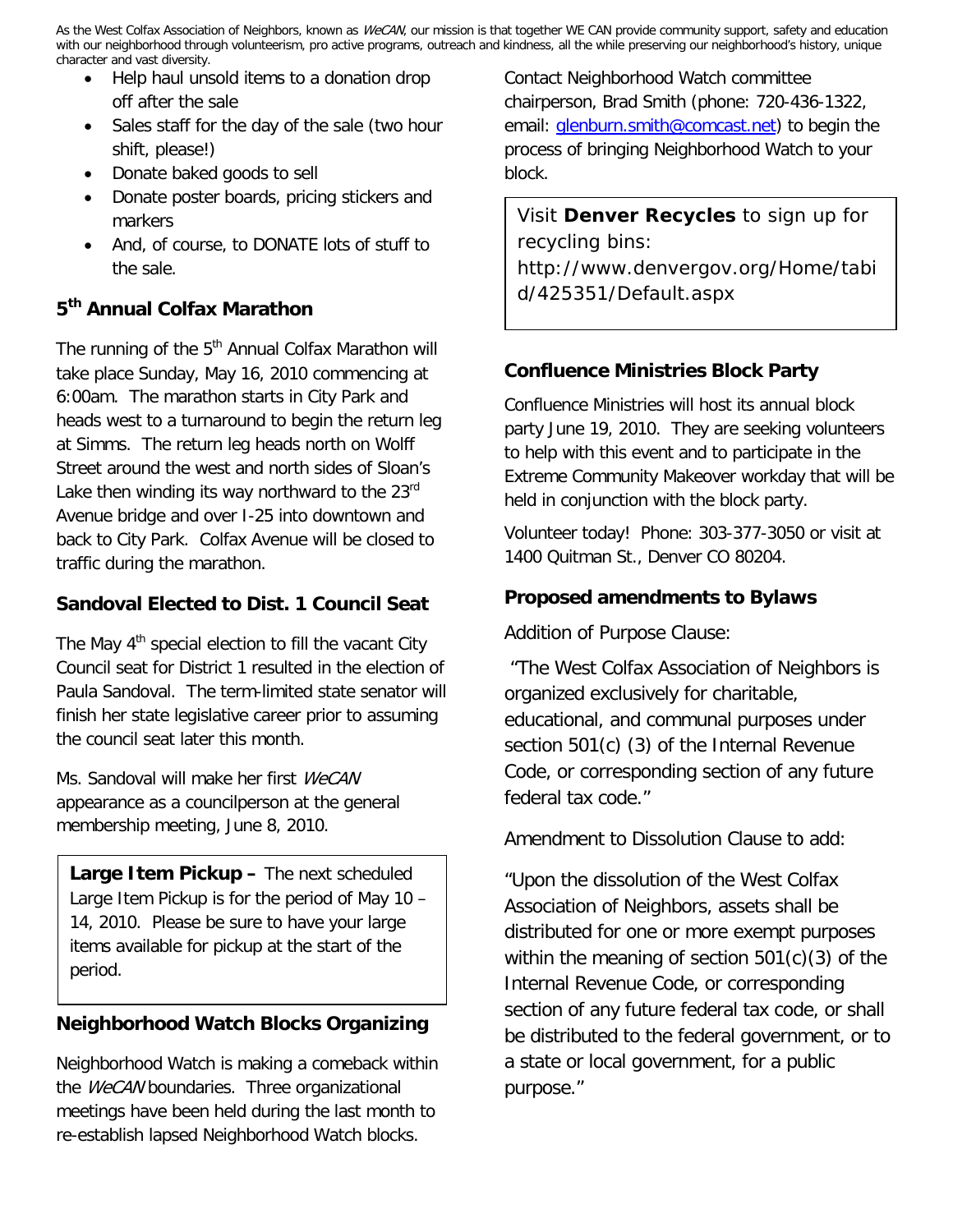As the West Colfax Association of Neighbors, known as *WeCAN*, our mission is that together WE CAN provide community support, safety and education with our neighborhood through volunteerism, pro active programs, outreach and kindness, all the while preserving our neighborhood's history, unique character and vast diversity.

- Help haul unsold items to a donation drop off after the sale
- Sales staff for the day of the sale (two hour shift, please!)
- Donate baked goods to sell
- Donate poster boards, pricing stickers and markers
- And, of course, to DONATE lots of stuff to the sale.

## 5th Annual Colfax Marathon

The running of the 5th Annual Colfax Marathon will take place Sunday, May 16, 2010 commencing at 6:00am. The marathon starts in City Park and heads west to a turnaround to begin the return leg at Simms. The return leg heads north on Wolff Street around the west and north sides of Sloan's Lake then winding its way northward to the 23rd Avenue bridge and over I-25 into downtown and back to City Park. Colfax Avenue will be closed to traffic during the marathon.

## Sandoval Elected to Dist. 1 Council Seat

The May 4th special election to fill the vacant City Council seat for District 1 resulted in the election of Paula Sandoval. The term-limited state senator will finish her state legislative career prior to assuming the council seat later this month.

Ms. Sandoval will make her first *WeCAN* appearance as a councilperson at the general membership meeting, June 8, 2010.

**Large Item Pickup –** The next scheduled Large Item Pickup is for the period of May 10 – 14, 2010. Please be sure to have your large items available for pickup at the start of the period.

## Neighborhood Watch Blocks Organizing

Neighborhood Watch is making a comeback within the *WeCAN* boundaries. Three organizational meetings have been held during the last month to re-establish lapsed Neighborhood Watch blocks.

Contact Neighborhood Watch committee chairperson, Brad Smith (phone: 720-436-1322, email: glenburn.smith@comcast.net) to begin the process of bringing Neighborhood Watch to your block.

Visit **Denver Recycles** to sign up for recycling bins: http://www.denvergov.org/Home/tabid/425351/Default.aspx

## Confluence Ministries Block Party

Confluence Ministries will host its annual block party June 19, 2010. They are seeking volunteers to help with this event and to participate in the Extreme Community Makeover workday that will be held in conjunction with the block party.

Volunteer today! Phone: 303-377-3050 or visit at 1400 Quitman St., Denver CO 80204.

## Proposed amendments to Bylaws

Addition of Purpose Clause:

"The West Colfax Association of Neighbors is organized exclusively for charitable, educational, and communal purposes under section 501(c) (3) of the Internal Revenue Code, or corresponding section of any future federal tax code."

Amendment to Dissolution Clause to add:

"Upon the dissolution of the West Colfax Association of Neighbors, assets shall be distributed for one or more exempt purposes within the meaning of section 501(c)(3) of the Internal Revenue Code, or corresponding section of any future federal tax code, or shall be distributed to the federal government, or to a state or local government, for a public purpose."